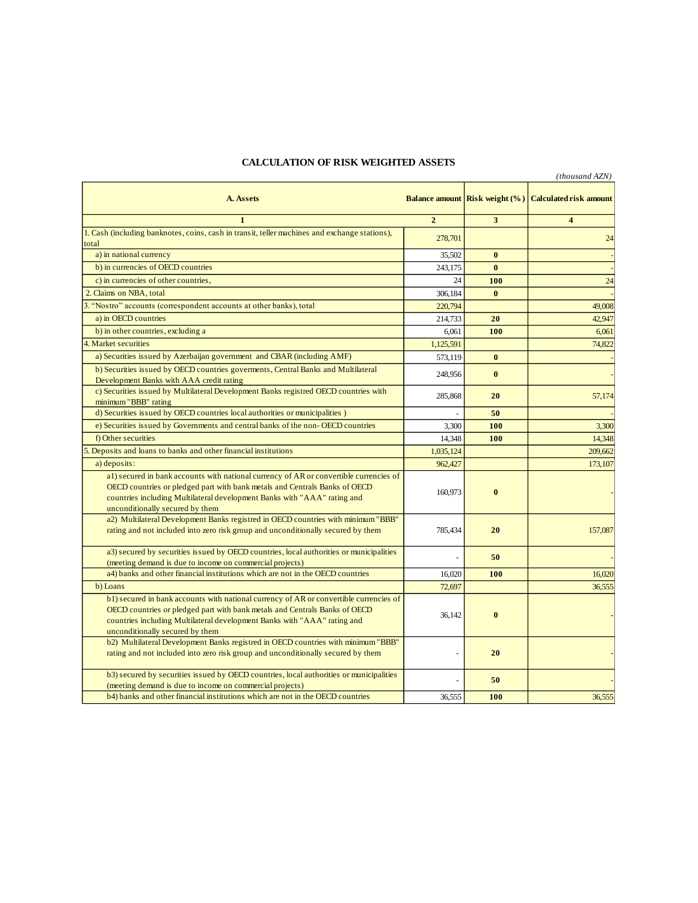## CALCULATION OF RISK WEIGHTED ASSETS

*(thousand AZN)*

| A. Assets | Balance amount | Risk weight (%) | Calculated risk amount |
|---|---|---|---|
| 1 | 2 | 3 | 4 |
| 1. Cash (including banknotes, coins, cash in transit, teller machines and exchange stations), total | 278,701 | | 24 |
| a) in national currency | 35,502 | **0** | - |
| b) in currencies of OECD countries | 243,175 | **0** | - |
| c) in currencies of other countries, | 24 | **100** | 24 |
| 2. Claims on NBA, total | 306,184 | **0** | - |
| 3. "Nostro" accounts (correspondent accounts at other banks), total | 220,794 | | 49,008 |
| a) in OECD countries | 214,733 | **20** | 42,947 |
| b) in other countries, excluding a | 6,061 | **100** | 6,061 |
| 4. Market securities | 1,125,591 | | 74,822 |
| a) Securities issued by Azerbaijan government and CBAR (including AMF) | 573,119 | **0** | - |
| b) Securities issued by OECD countries goverments, Central Banks and Multilateral Development Banks with AAA credit rating | 248,956 | **0** | - |
| c) Securities issued by Multilateral Development Banks registred OECD countries with minimum "BBB" rating | 285,868 | **20** | 57,174 |
| d) Securities issued by OECD countries local authorities or municipalities ) | - | **50** | - |
| e) Securities issued by Governments and central banks of the non- OECD countries | 3,300 | **100** | 3,300 |
| f) Other securities | 14,348 | **100** | 14,348 |
| 5. Deposits and loans to banks and other financial institutions | 1,035,124 | | 209,662 |
| a) deposits: | 962,427 | | 173,107 |
| a1) secured in bank accounts with national currency of AR or convertible currencies of OECD countries or pledged part with bank metals and Centrals Banks of OECD countries including Multilateral development Banks with "AAA" rating and unconditionally secured by them | 160,973 | **0** | - |
| a2) Multilateral Development Banks registred in OECD countries with minimum "BBB" rating and not included into zero risk group and unconditionally secured by them | 785,434 | **20** | 157,087 |
| a3) secured by securities issued by OECD countries, local authorities or municipalities (meeting demand is due to income on commercial projects) | - | **50** | - |
| a4) banks and other financial institutions which are not in the OECD countries | 16,020 | **100** | 16,020 |
| b) Loans | 72,697 | | 36,555 |
| b1) secured in bank accounts with national currency of AR or convertible currencies of OECD countries or pledged part with bank metals and Centrals Banks of OECD countries including Multilateral development Banks with "AAA" rating and unconditionally secured by them | 36,142 | **0** | - |
| b2) Multilateral Development Banks registred in OECD countries with minimum "BBB" rating and not included into zero risk group and unconditionally secured by them | - | **20** | - |
| b3) secured by securities issued by OECD countries, local authorities or municipalities (meeting demand is due to income on commercial projects) | - | **50** | - |
| b4) banks and other financial institutions which are not in the OECD countries | 36,555 | **100** | 36,555 |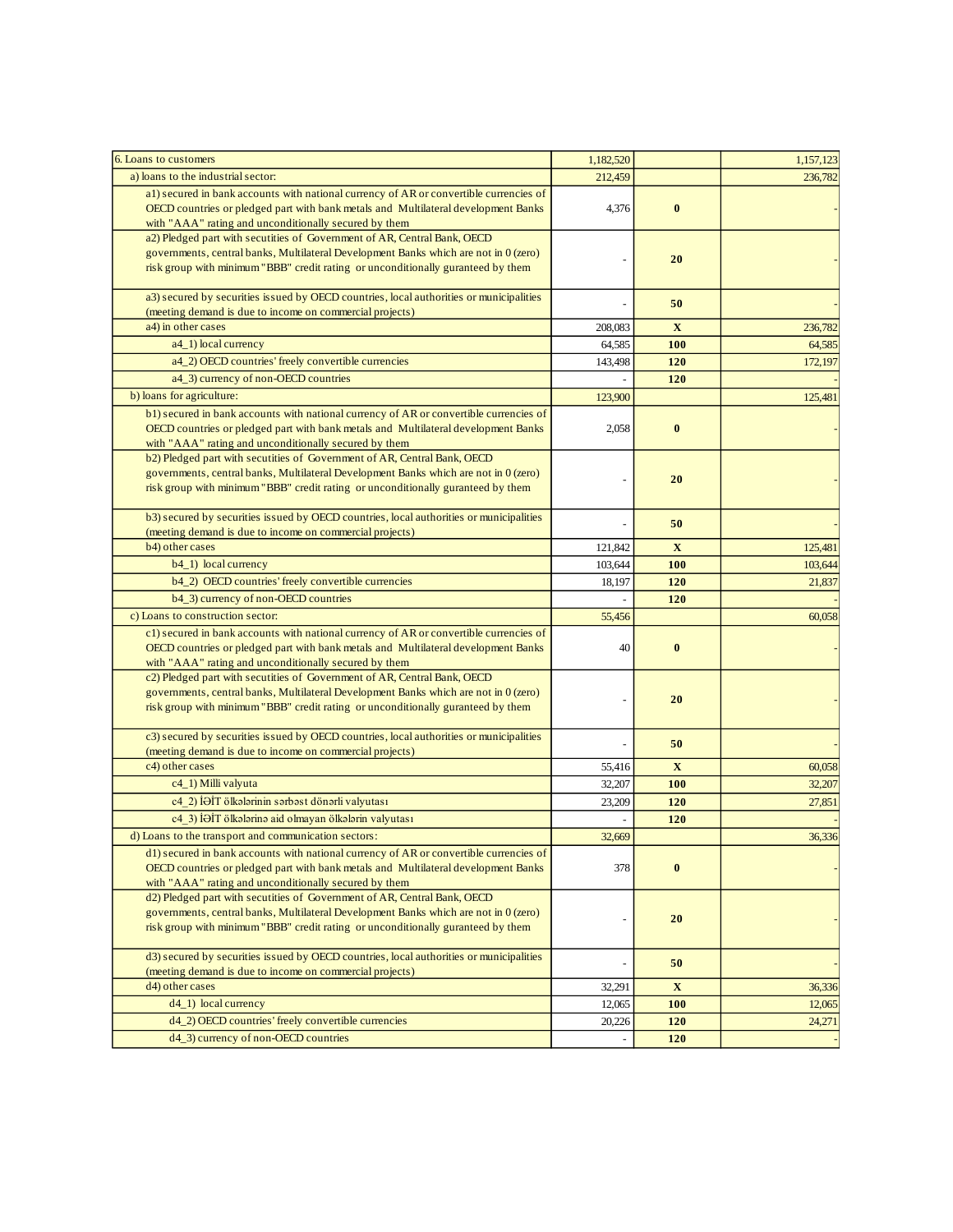| | | | |
|---|---|---|---|
| 6. Loans to customers | 1,182,520 | | 1,157,123 |
| a) loans to the industrial sector: | 212,459 | | 236,782 |
| a1) secured in bank accounts with national currency of AR or convertible currencies of OECD countries or pledged part with bank metals and Multilateral development Banks with "AAA" rating and unconditionally secured by them | 4,376 | **0** | - |
| a2) Pledged part with secutities of Government of AR, Central Bank, OECD governments, central banks, Multilateral Development Banks which are not in 0 (zero) risk group with minimum "BBB" credit rating or unconditionally guranteed by them | - | **20** | - |
| a3) secured by securities issued by OECD countries, local authorities or municipalities (meeting demand is due to income on commercial projects) | - | **50** | - |
| a4) in other cases | 208,083 | **X** | 236,782 |
| a4_1) local currency | 64,585 | **100** | 64,585 |
| a4_2) OECD countries' freely convertible currencies | 143,498 | **120** | 172,197 |
| a4_3) currency of non-OECD countries | - | **120** | - |
| b) loans for agriculture: | 123,900 | | 125,481 |
| b1) secured in bank accounts with national currency of AR or convertible currencies of OECD countries or pledged part with bank metals and Multilateral development Banks with "AAA" rating and unconditionally secured by them | 2,058 | **0** | - |
| b2) Pledged part with secutities of Government of AR, Central Bank, OECD governments, central banks, Multilateral Development Banks which are not in 0 (zero) risk group with minimum "BBB" credit rating or unconditionally guranteed by them | - | **20** | - |
| b3) secured by securities issued by OECD countries, local authorities or municipalities (meeting demand is due to income on commercial projects) | - | **50** | - |
| b4) other cases | 121,842 | **X** | 125,481 |
| b4_1) local currency | 103,644 | **100** | 103,644 |
| b4_2) OECD countries' freely convertible currencies | 18,197 | **120** | 21,837 |
| b4_3) currency of non-OECD countries | - | **120** | - |
| c) Loans to construction sector: | 55,456 | | 60,058 |
| c1) secured in bank accounts with national currency of AR or convertible currencies of OECD countries or pledged part with bank metals and Multilateral development Banks with "AAA" rating and unconditionally secured by them | 40 | **0** | - |
| c2) Pledged part with secutities of Government of AR, Central Bank, OECD governments, central banks, Multilateral Development Banks which are not in 0 (zero) risk group with minimum "BBB" credit rating or unconditionally guranteed by them | - | **20** | - |
| c3) secured by securities issued by OECD countries, local authorities or municipalities (meeting demand is due to income on commercial projects) | - | **50** | - |
| c4) other cases | 55,416 | **X** | 60,058 |
| c4_1) Milli valyuta | 32,207 | **100** | 32,207 |
| c4_2) İƏİT ölkələrinin sərbəst dönərli valyutası | 23,209 | **120** | 27,851 |
| c4_3) İƏİT ölkələrinə aid olmayan ölkələrin valyutası | - | **120** | - |
| d) Loans to the transport and communication sectors: | 32,669 | | 36,336 |
| d1) secured in bank accounts with national currency of AR or convertible currencies of OECD countries or pledged part with bank metals and Multilateral development Banks with "AAA" rating and unconditionally secured by them | 378 | **0** | - |
| d2) Pledged part with secutities of Government of AR, Central Bank, OECD governments, central banks, Multilateral Development Banks which are not in 0 (zero) risk group with minimum "BBB" credit rating or unconditionally guranteed by them | - | **20** | - |
| d3) secured by securities issued by OECD countries, local authorities or municipalities (meeting demand is due to income on commercial projects) | - | **50** | - |
| d4) other cases | 32,291 | **X** | 36,336 |
| d4_1) local currency | 12,065 | **100** | 12,065 |
| d4_2) OECD countries' freely convertible currencies | 20,226 | **120** | 24,271 |
| d4_3) currency of non-OECD countries | - | **120** | - |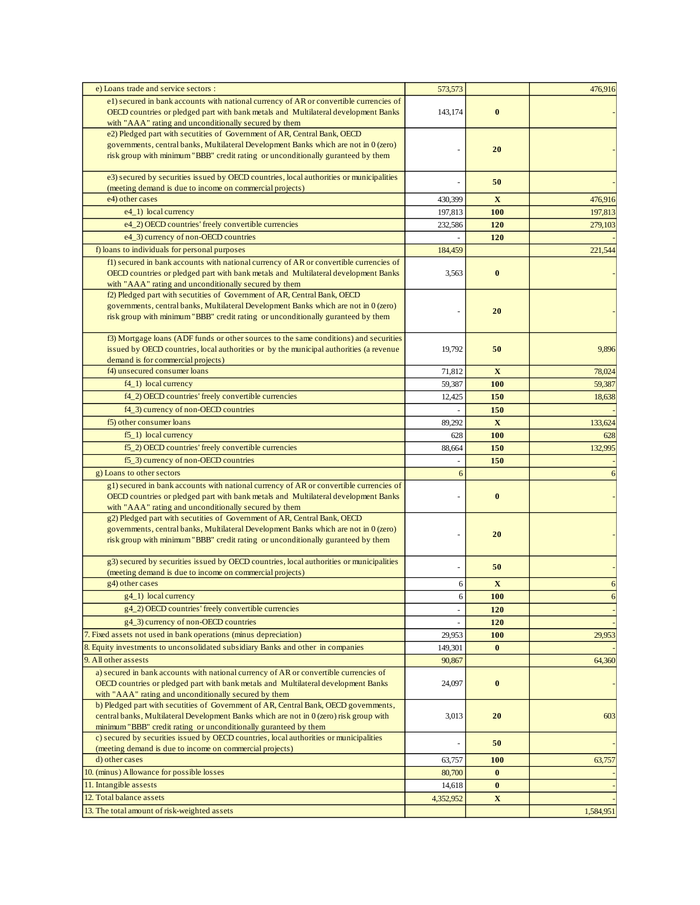| | | | |
|---|---|---|---|
| e) Loans trade and service sectors : | 573,573 | | 476,916 |
| e1) secured in bank accounts with national currency of AR or convertible currencies of OECD countries or pledged part with bank metals and Multilateral development Banks with "AAA" rating and unconditionally secured by them | 143,174 | **0** | - |
| e2) Pledged part with secutities of Government of AR, Central Bank, OECD governments, central banks, Multilateral Development Banks which are not in 0 (zero) risk group with minimum "BBB" credit rating or unconditionally guranteed by them | - | **20** | - |
| e3) secured by securities issued by OECD countries, local authorities or municipalities (meeting demand is due to income on commercial projects) | - | **50** | - |
| e4) other cases | 430,399 | **X** | 476,916 |
| e4_1) local currency | 197,813 | **100** | 197,813 |
| e4_2) OECD countries' freely convertible currencies | 232,586 | **120** | 279,103 |
| e4_3) currency of non-OECD countries | - | **120** | - |
| f) loans to individuals for personal purposes | 184,459 | | 221,544 |
| f1) secured in bank accounts with national currency of AR or convertible currencies of OECD countries or pledged part with bank metals and Multilateral development Banks with "AAA" rating and unconditionally secured by them | 3,563 | **0** | - |
| f2) Pledged part with secutities of Government of AR, Central Bank, OECD governments, central banks, Multilateral Development Banks which are not in 0 (zero) risk group with minimum "BBB" credit rating or unconditionally guranteed by them | - | **20** | - |
| f3) Mortgage loans (ADF funds or other sources to the same conditions) and securities issued by OECD countries, local authorities or by the municipal authorities (a revenue demand is for commercial projects) | 19,792 | **50** | 9,896 |
| f4) unsecured consumer loans | 71,812 | **X** | 78,024 |
| f4_1) local currency | 59,387 | **100** | 59,387 |
| f4_2) OECD countries' freely convertible currencies | 12,425 | **150** | 18,638 |
| f4_3) currency of non-OECD countries | - | **150** | - |
| f5) other consumer loans | 89,292 | **X** | 133,624 |
| f5_1) local currency | 628 | **100** | 628 |
| f5_2) OECD countries' freely convertible currencies | 88,664 | **150** | 132,995 |
| f5_3) currency of non-OECD countries | - | **150** | - |
| g) Loans to other sectors | 6 | | 6 |
| g1) secured in bank accounts with national currency of AR or convertible currencies of OECD countries or pledged part with bank metals and Multilateral development Banks with "AAA" rating and unconditionally secured by them | - | **0** | - |
| g2) Pledged part with secutities of Government of AR, Central Bank, OECD governments, central banks, Multilateral Development Banks which are not in 0 (zero) risk group with minimum "BBB" credit rating or unconditionally guranteed by them | - | **20** | - |
| g3) secured by securities issued by OECD countries, local authorities or municipalities (meeting demand is due to income on commercial projects) | - | **50** | - |
| g4) other cases | 6 | **X** | 6 |
| g4_1) local currency | 6 | **100** | 6 |
| g4_2) OECD countries' freely convertible currencies | - | **120** | - |
| g4_3) currency of non-OECD countries | - | **120** | - |
| 7. Fixed assets not used in bank operations (minus depreciation) | 29,953 | **100** | 29,953 |
| 8. Equity investments to unconsolidated subsidiary Banks and other in companies | 149,301 | **0** | - |
| 9. All other assests | 90,867 | | 64,360 |
| a) secured in bank accounts with national currency of AR or convertible currencies of OECD countries or pledged part with bank metals and Multilateral development Banks with "AAA" rating and unconditionally secured by them | 24,097 | **0** | - |
| b) Pledged part with secutities of Government of AR, Central Bank, OECD governments, central banks, Multilateral Development Banks which are not in 0 (zero) risk group with minimum "BBB" credit rating or unconditionally guranteed by them | 3,013 | **20** | 603 |
| c) secured by securities issued by OECD countries, local authorities or municipalities (meeting demand is due to income on commercial projects) | - | **50** | - |
| d) other cases | 63,757 | **100** | 63,757 |
| 10. (minus) Allowance for possible losses | 80,700 | **0** | - |
| 11. Intangible assests | 14,618 | **0** | - |
| 12. Total balance assets | 4,352,952 | **X** | - |
| 13. The total amount of risk-weighted assets | | | 1,584,951 |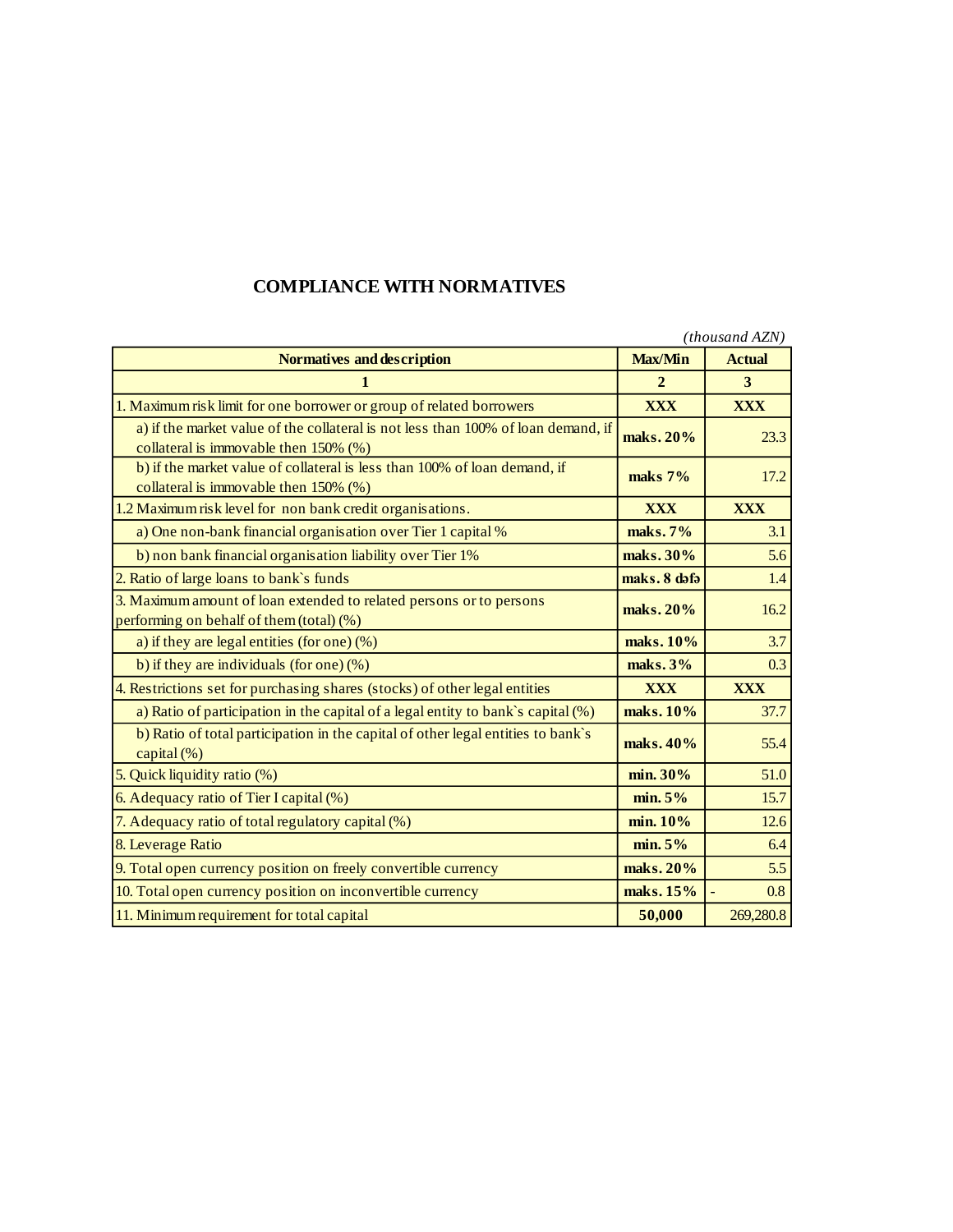## COMPLIANCE WITH NORMATIVES

*(thousand AZN)*

| Normatives and description | Max/Min | Actual |
|---|---|---|
| 1 | 2 | 3 |
| 1. Maximum risk limit for one borrower or group of related borrowers | XXX | XXX |
| a) if the market value of the collateral is not less than 100% of loan demand, if collateral is immovable then 150% (%) | maks. 20% | 23.3 |
| b) if the market value of collateral is less than 100% of loan demand, if collateral is immovable then 150% (%) | maks 7% | 17.2 |
| 1.2 Maximum risk level for non bank credit organisations. | XXX | XXX |
| a) One non-bank financial organisation over Tier 1 capital % | maks. 7% | 3.1 |
| b) non bank financial organisation liability over Tier 1% | maks. 30% | 5.6 |
| 2. Ratio of large loans to bank`s funds | maks. 8 dəfə | 1.4 |
| 3. Maximum amount of loan extended to related persons or to persons performing on behalf of them (total) (%) | maks. 20% | 16.2 |
| a) if they are legal entities (for one) (%) | maks. 10% | 3.7 |
| b) if they are individuals (for one) (%) | maks. 3% | 0.3 |
| 4. Restrictions set for purchasing shares (stocks) of other legal entities | XXX | XXX |
| a) Ratio of participation in the capital of a legal entity to bank`s capital (%) | maks. 10% | 37.7 |
| b) Ratio of total participation in the capital of other legal entities to bank`s capital (%) | maks. 40% | 55.4 |
| 5. Quick liquidity ratio (%) | min. 30% | 51.0 |
| 6. Adequacy ratio of Tier I capital (%) | min. 5% | 15.7 |
| 7. Adequacy ratio of total regulatory capital (%) | min. 10% | 12.6 |
| 8. Leverage Ratio | min. 5% | 6.4 |
| 9. Total open currency position on freely convertible currency | maks. 20% | 5.5 |
| 10. Total open currency position on inconvertible currency | maks. 15% | - 0.8 |
| 11. Minimum requirement for total capital | 50,000 | 269,280.8 |